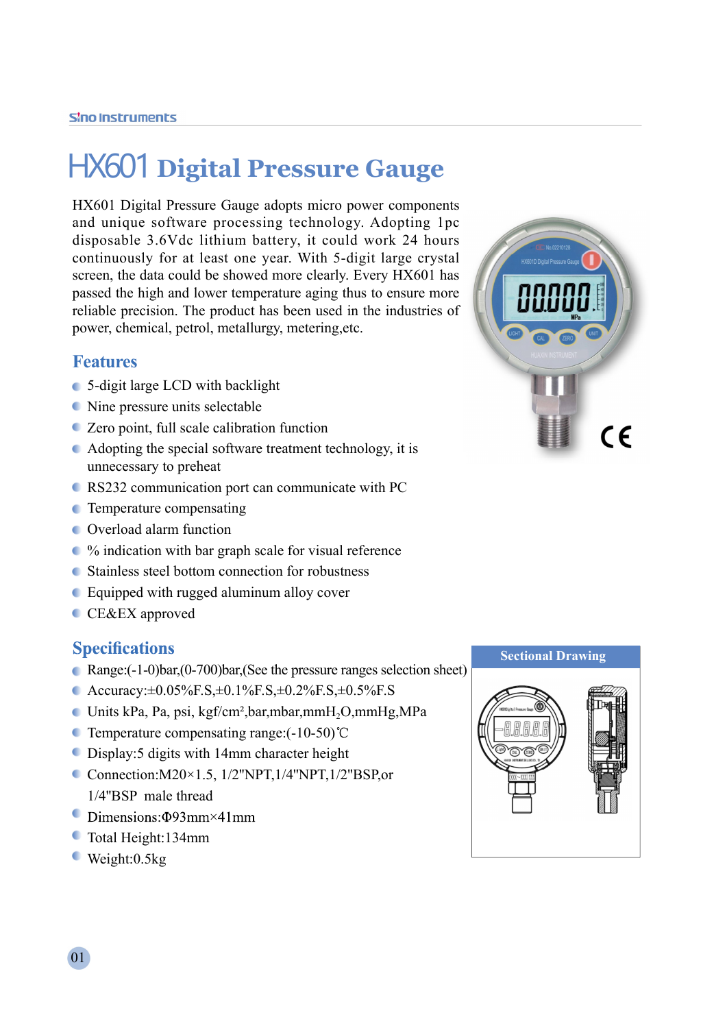# HX601 Digital Pressure Gauge

HX601 Digital Pressure Gauge adopts micro power components and unique software processing technology. Adopting 1pc disposable 3.6Vdc lithium battery, it could work 24 hours continuously for at least one year. With 5-digit large crystal screen, the data could be showed more clearly. Every HX601 has passed the high and lower temperature aging thus to ensure more reliable precision. The product has been used in the industries of power, chemical, petrol, metallurgy, metering,etc.

## Features

- 5-digit large LCD with backlight
- Nine pressure units selectable
- Zero point, full scale calibration function
- Adopting the special software treatment technology, it is unnecessary to preheat
- RS232 communication port can communicate with PC
- Temperature compensating
- Overload alarm function
- % indication with bar graph scale for visual reference
- Stainless steel bottom connection for robustness
- Equipped with rugged aluminum alloy cover
- CE&EX approved

## Specifications

- Range:(-1-0)bar,(0-700)bar,(See the pressure ranges selection sheet)
- Accuracy:±0.05%F.S,±0.1%F.S,±0.2%F.S,±0.5%F.S
- Units kPa, Pa, psi, kgf/cm², bar, mbar, $mmH_2O$, mmHg, MPa
- Temperature compensating range:(-10-50)℃
- Display:5 digits with 14mm character height
- Connection:M20×1.5, 1/2"NPT,1/4"NPT,1/2"BSP,or 1/4"BSP male thread
- Dimensions:Φ93mm×41mm
- Total Height:134mm
- Weight:0.5kg

**Sectional Drawing**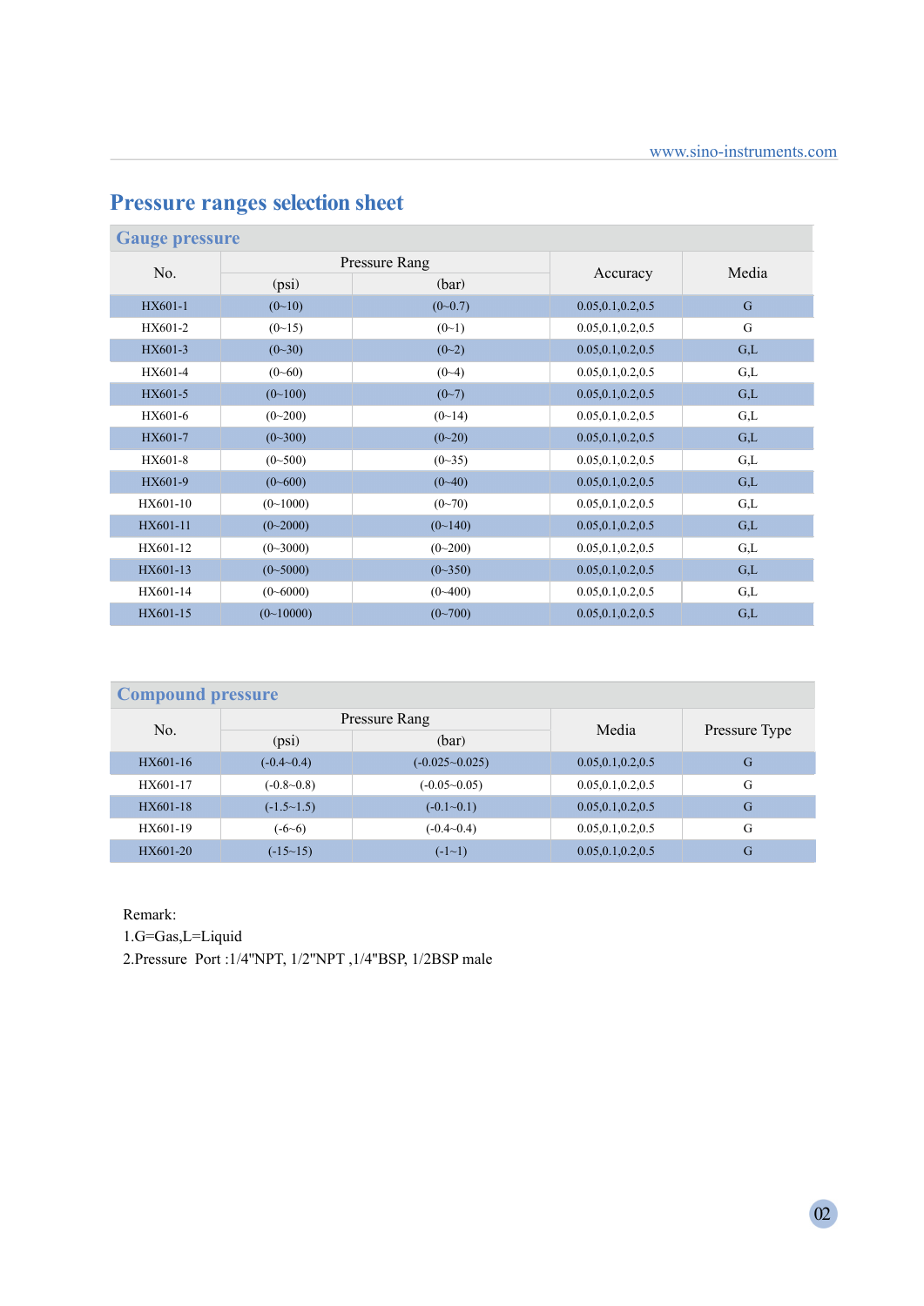# Pressure ranges selection sheet

## Gauge pressure

| No. | Pressure Rang | | Accuracy | Media |
|---|---|---|---|---|
| | (psi) | (bar) | | |
| HX601-1 | (0~10) | (0~0.7) | 0.05,0.1,0.2,0.5 | G |
| HX601-2 | (0~15) | (0~1) | 0.05,0.1,0.2,0.5 | G |
| HX601-3 | (0~30) | (0~2) | 0.05,0.1,0.2,0.5 | G,L |
| HX601-4 | (0~60) | (0~4) | 0.05,0.1,0.2,0.5 | G,L |
| HX601-5 | (0~100) | (0~7) | 0.05,0.1,0.2,0.5 | G,L |
| HX601-6 | (0~200) | (0~14) | 0.05,0.1,0.2,0.5 | G,L |
| HX601-7 | (0~300) | (0~20) | 0.05,0.1,0.2,0.5 | G,L |
| HX601-8 | (0~500) | (0~35) | 0.05,0.1,0.2,0.5 | G,L |
| HX601-9 | (0~600) | (0~40) | 0.05,0.1,0.2,0.5 | G,L |
| HX601-10 | (0~1000) | (0~70) | 0.05,0.1,0.2,0.5 | G,L |
| HX601-11 | (0~2000) | (0~140) | 0.05,0.1,0.2,0.5 | G,L |
| HX601-12 | (0~3000) | (0~200) | 0.05,0.1,0.2,0.5 | G,L |
| HX601-13 | (0~5000) | (0~350) | 0.05,0.1,0.2,0.5 | G,L |
| HX601-14 | (0~6000) | (0~400) | 0.05,0.1,0.2,0.5 | G,L |
| HX601-15 | (0~10000) | (0~700) | 0.05,0.1,0.2,0.5 | G,L |

## Compound pressure

| No. | Pressure Rang | | Media | Pressure Type |
|---|---|---|---|---|
| | (psi) | (bar) | | |
| HX601-16 | (-0.4~0.4) | (-0.025~0.025) | 0.05,0.1,0.2,0.5 | G |
| HX601-17 | (-0.8~0.8) | (-0.05~0.05) | 0.05,0.1,0.2,0.5 | G |
| HX601-18 | (-1.5~1.5) | (-0.1~0.1) | 0.05,0.1,0.2,0.5 | G |
| HX601-19 | (-6~6) | (-0.4~0.4) | 0.05,0.1,0.2,0.5 | G |
| HX601-20 | (-15~15) | (-1~1) | 0.05,0.1,0.2,0.5 | G |

Remark:

1.G=Gas,L=Liquid

2.Pressure Port :1/4"NPT, 1/2"NPT ,1/4"BSP, 1/2BSP male